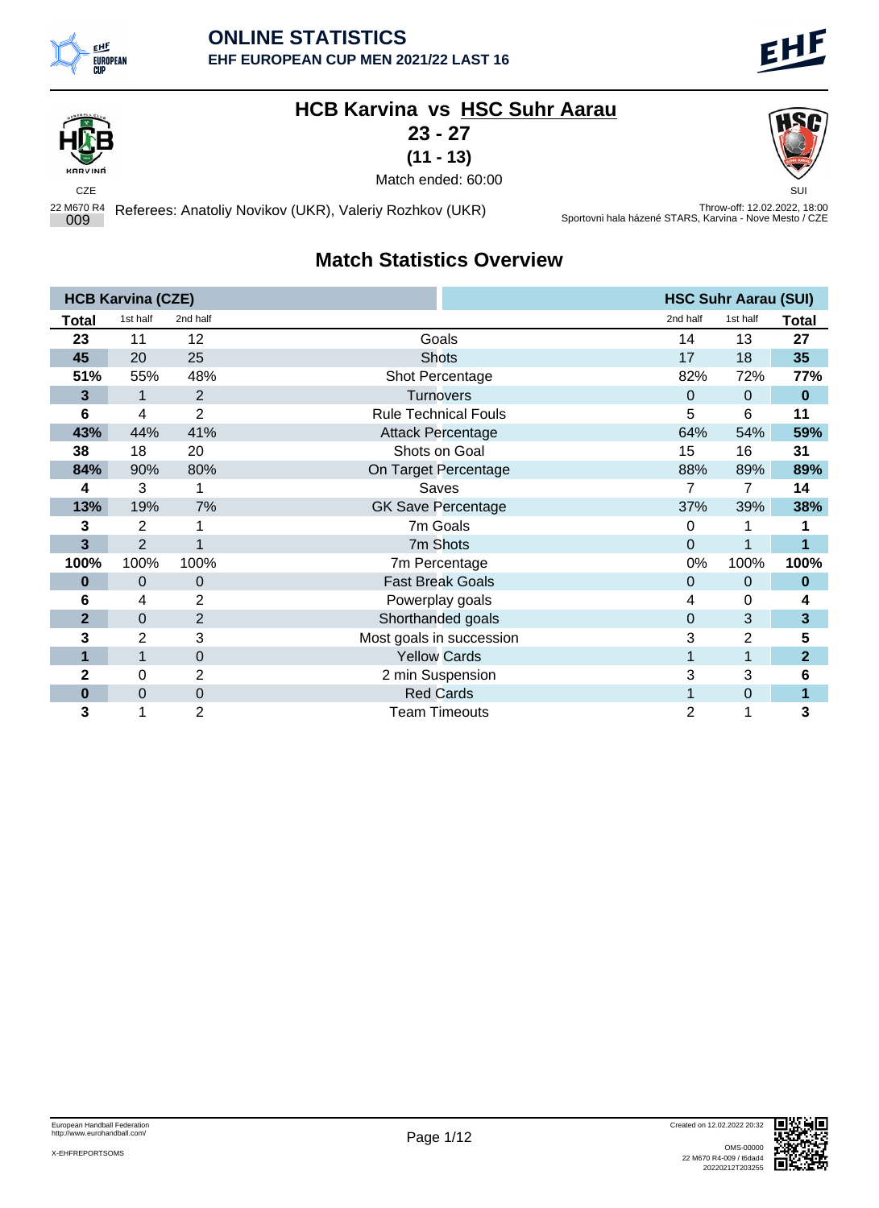# ONLINE STATISTICS

**EHF EUROPEAN CUP MEN 2021/22 LAST 16**

## HCB Karvina vs HSC Suhr Aarau

**23 - 27**

**(11 - 13)**

Match ended: 60:00

CZE | SUI

22 M670 R4 009

Referees: Anatoliy Novikov (UKR), Valeriy Rozhkov (UKR)

Throw-off: 12.02.2022, 18:00
Sportovni hala házené STARS, Karvina - Nove Mesto / CZE

## Match Statistics Overview

| HCB Karvina (CZE) | | | | HSC Suhr Aarau (SUI) | | |
|---|---|---|---|---|---|---|
| **Total** | 1st half | 2nd half | | 2nd half | 1st half | **Total** |
| **23** | 11 | 12 | Goals | 14 | 13 | **27** |
| **45** | 20 | 25 | Shots | 17 | 18 | **35** |
| **51%** | 55% | 48% | Shot Percentage | 82% | 72% | **77%** |
| **3** | 1 | 2 | Turnovers | 0 | 0 | **0** |
| **6** | 4 | 2 | Rule Technical Fouls | 5 | 6 | **11** |
| **43%** | 44% | 41% | Attack Percentage | 64% | 54% | **59%** |
| **38** | 18 | 20 | Shots on Goal | 15 | 16 | **31** |
| **84%** | 90% | 80% | On Target Percentage | 88% | 89% | **89%** |
| **4** | 3 | 1 | Saves | 7 | 7 | **14** |
| **13%** | 19% | 7% | GK Save Percentage | 37% | 39% | **38%** |
| **3** | 2 | 1 | 7m Goals | 0 | 1 | **1** |
| **3** | 2 | 1 | 7m Shots | 0 | 1 | **1** |
| **100%** | 100% | 100% | 7m Percentage | 0% | 100% | **100%** |
| **0** | 0 | 0 | Fast Break Goals | 0 | 0 | **0** |
| **6** | 4 | 2 | Powerplay goals | 4 | 0 | **4** |
| **2** | 0 | 2 | Shorthanded goals | 0 | 3 | **3** |
| **3** | 2 | 3 | Most goals in succession | 3 | 2 | **5** |
| **1** | 1 | 0 | Yellow Cards | 1 | 1 | **2** |
| **2** | 0 | 2 | 2 min Suspension | 3 | 3 | **6** |
| **0** | 0 | 0 | Red Cards | 1 | 0 | **1** |
| **3** | 1 | 2 | Team Timeouts | 2 | 1 | **3** |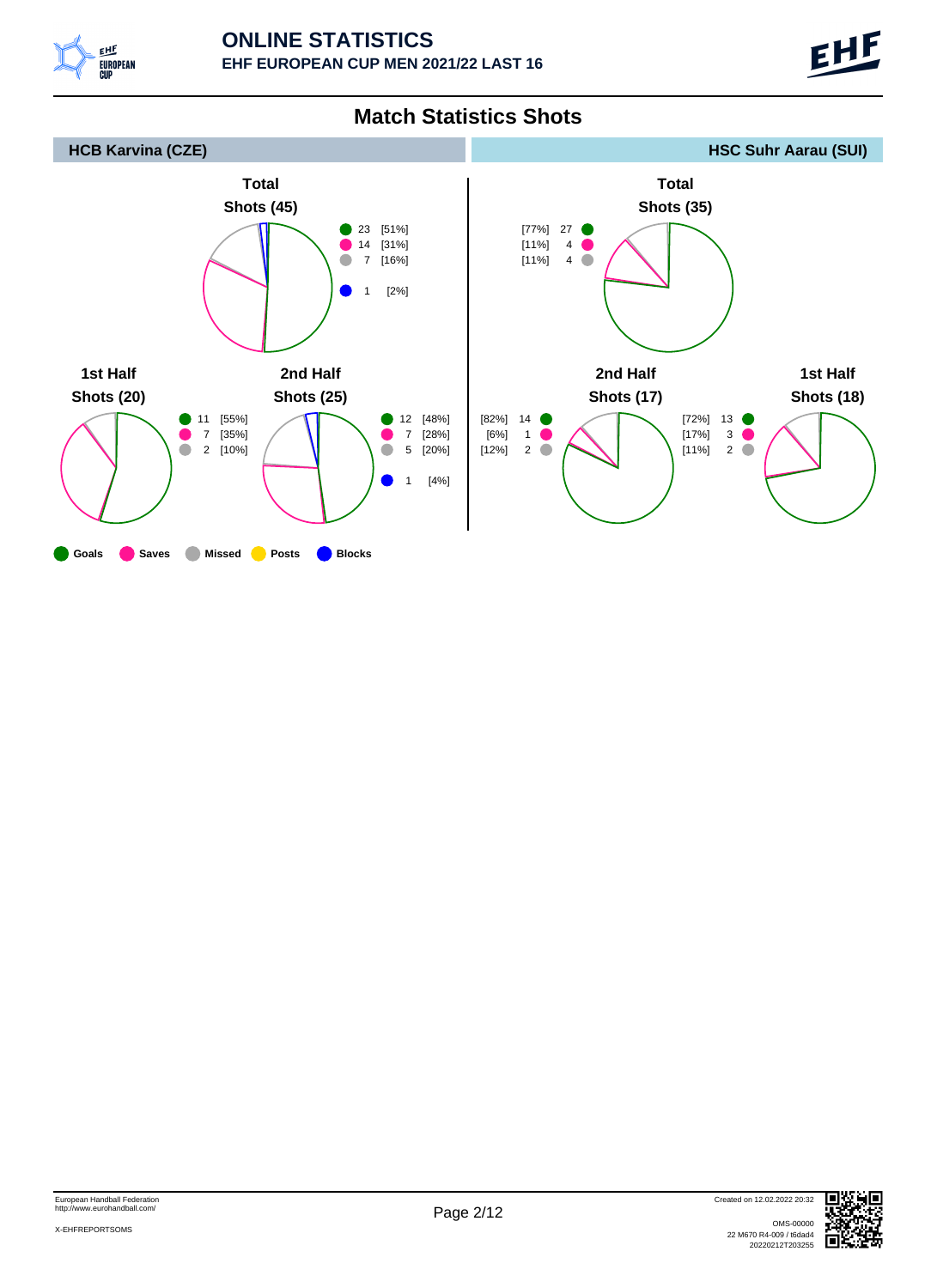# ONLINE STATISTICS

## EHF EUROPEAN CUP MEN 2021/22 LAST 16

## Match Statistics Shots

### HCB Karvina (CZE)

**Total Shots (45)**

| | Count | % |
|---|---|---|
| Goals | 23 | [51%] |
| Saves | 14 | [31%] |
| Missed | 7 | [16%] |
| Blocks | 1 | [2%] |

**1st Half Shots (20)**

| | Count | % |
|---|---|---|
| Goals | 11 | [55%] |
| Saves | 7 | [35%] |
| Missed | 2 | [10%] |

**2nd Half Shots (25)**

| | Count | % |
|---|---|---|
| Goals | 12 | [48%] |
| Saves | 7 | [28%] |
| Missed | 5 | [20%] |
| Blocks | 1 | [4%] |

### HSC Suhr Aarau (SUI)

**Total Shots (35)**

| | Count | % |
|---|---|---|
| Goals | 27 | [77%] |
| Saves | 4 | [11%] |
| Missed | 4 | [11%] |

**2nd Half Shots (17)**

| | Count | % |
|---|---|---|
| Goals | 14 | [82%] |
| Saves | 1 | [6%] |
| Missed | 2 | [12%] |

**1st Half Shots (18)**

| | Count | % |
|---|---|---|
| Goals | 13 | [72%] |
| Saves | 3 | [17%] |
| Missed | 2 | [11%] |

Goals Saves Missed Posts Blocks

European Handball Federation
http://www.eurohandball.com/

X-EHFREPORTSOMS

Created on 12.02.2022 20:32

OMS-00000
22 M670 R4-009 / t6dad4
20220212T203255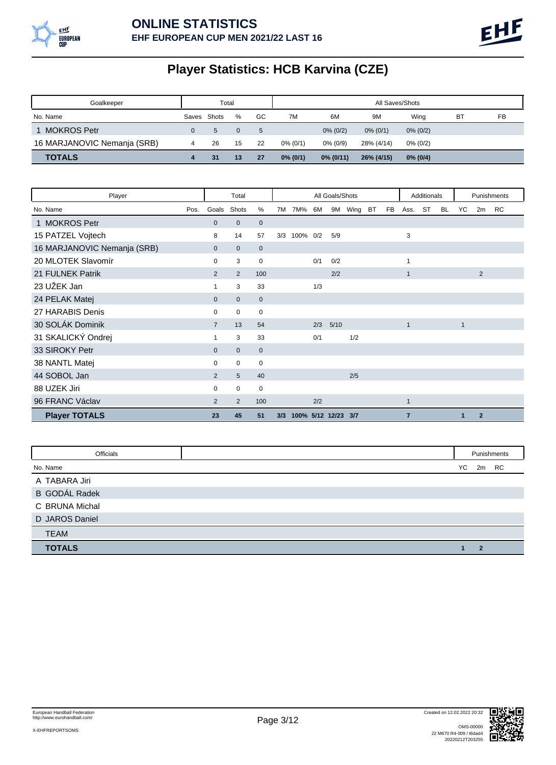# ONLINE STATISTICS

**EHF EUROPEAN CUP MEN 2021/22 LAST 16**

## Player Statistics: HCB Karvina (CZE)

| Goalkeeper | Total | | | | All Saves/Shots | | | | | |
|---|---|---|---|---|---|---|---|---|---|---|
| No. Name | Saves | Shots | % | GC | 7M | 6M | 9M | Wing | BT | FB |
| 1 MOKROS Petr | 0 | 5 | 0 | 5 | | 0% (0/2) | 0% (0/1) | 0% (0/2) | | |
| 16 MARJANOVIC Nemanja (SRB) | 4 | 26 | 15 | 22 | 0% (0/1) | 0% (0/9) | 28% (4/14) | 0% (0/2) | | |
| **TOTALS** | **4** | **31** | **13** | **27** | **0% (0/1)** | **0% (0/11)** | **26% (4/15)** | **0% (0/4)** | | |

| Player | | Total | | | All Goals/Shots | | | | | | | Additionals | | | Punishments | | |
|---|---|---|---|---|---|---|---|---|---|---|---|---|---|---|---|---|---|
| No. Name | Pos. | Goals | Shots | % | 7M | 7M% | 6M | 9M | Wing | BT | FB | Ass. | ST | BL | YC | 2m | RC |
| 1 MOKROS Petr | | 0 | 0 | 0 | | | | | | | | | | | | | |
| 15 PATZEL Vojtech | | 8 | 14 | 57 | 3/3 | 100% | 0/2 | 5/9 | | | | 3 | | | | | |
| 16 MARJANOVIC Nemanja (SRB) | | 0 | 0 | 0 | | | | | | | | | | | | | |
| 20 MLOTEK Slavomír | | 0 | 3 | 0 | | | 0/1 | 0/2 | | | | 1 | | | | | |
| 21 FULNEK Patrik | | 2 | 2 | 100 | | | | 2/2 | | | | 1 | | | | 2 | |
| 23 UŽEK Jan | | 1 | 3 | 33 | | | 1/3 | | | | | | | | | | |
| 24 PELAK Matej | | 0 | 0 | 0 | | | | | | | | | | | | | |
| 27 HARABIS Denis | | 0 | 0 | 0 | | | | | | | | | | | | | |
| 30 SOLÁK Dominik | | 7 | 13 | 54 | | | 2/3 | 5/10 | | | | 1 | | | 1 | | |
| 31 SKALICKÝ Ondrej | | 1 | 3 | 33 | | | 0/1 | | 1/2 | | | | | | | | |
| 33 SIROKY Petr | | 0 | 0 | 0 | | | | | | | | | | | | | |
| 38 NANTL Matej | | 0 | 0 | 0 | | | | | | | | | | | | | |
| 44 SOBOL Jan | | 2 | 5 | 40 | | | | | 2/5 | | | | | | | | |
| 88 UZEK Jiri | | 0 | 0 | 0 | | | | | | | | | | | | | |
| 96 FRANC Václav | | 2 | 2 | 100 | | | 2/2 | | | | | 1 | | | | | |
| **Player TOTALS** | | **23** | **45** | **51** | **3/3** | **100%** | **5/12** | **12/23** | **3/7** | | | **7** | | | **1** | **2** | |

| Officials | Punishments | | |
|---|---|---|---|
| No. Name | YC | 2m | RC |
| A TABARA Jiri | | | |
| B GODÁL Radek | | | |
| C BRUNA Michal | | | |
| D JAROS Daniel | | | |
| TEAM | | | |
| **TOTALS** | **1** | **2** | |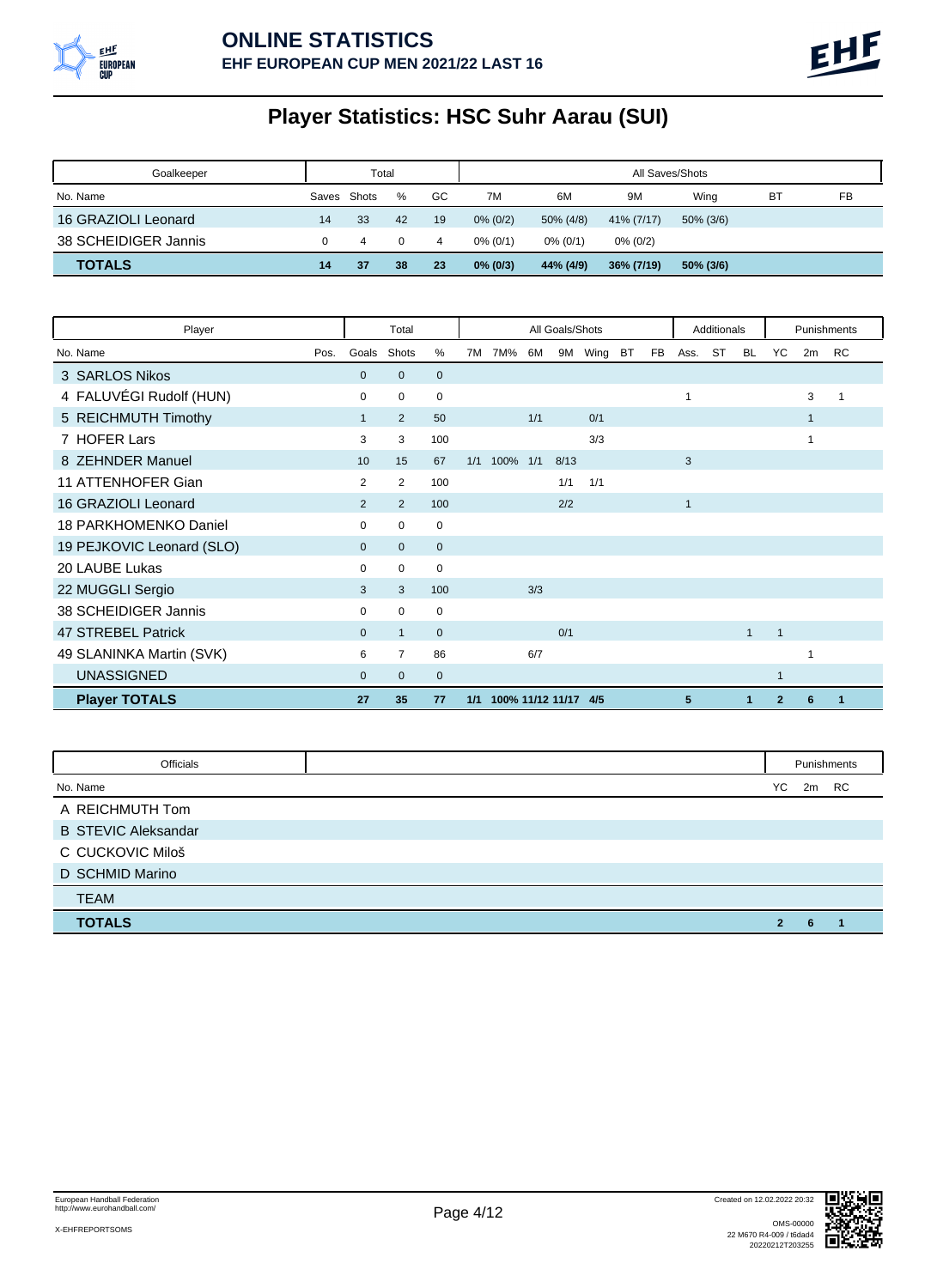# ONLINE STATISTICS

**EHF EUROPEAN CUP MEN 2021/22 LAST 16**

## Player Statistics: HSC Suhr Aarau (SUI)

| Goalkeeper | Total | | | | All Saves/Shots | | | | | |
|---|---|---|---|---|---|---|---|---|---|---|
| No. Name | Saves | Shots | % | GC | 7M | 6M | 9M | Wing | BT | FB |
| 16 GRAZIOLI Leonard | 14 | 33 | 42 | 19 | 0% (0/2) | 50% (4/8) | 41% (7/17) | 50% (3/6) | | |
| 38 SCHEIDIGER Jannis | 0 | 4 | 0 | 4 | 0% (0/1) | 0% (0/1) | 0% (0/2) | | | |
| **TOTALS** | **14** | **37** | **38** | **23** | **0% (0/3)** | **44% (4/9)** | **36% (7/19)** | **50% (3/6)** | | |

| Player | | Total | | | All Goals/Shots | | | | | | | Additionals | | | Punishments | | |
|---|---|---|---|---|---|---|---|---|---|---|---|---|---|---|---|---|---|
| No. Name | Pos. | Goals | Shots | % | 7M | 7M% | 6M | 9M | Wing | BT | FB | Ass. | ST | BL | YC | 2m | RC |
| 3 SARLOS Nikos | | 0 | 0 | 0 | | | | | | | | | | | | | |
| 4 FALUVÉGI Rudolf (HUN) | | 0 | 0 | 0 | | | | | | | | 1 | | | | 3 | 1 |
| 5 REICHMUTH Timothy | | 1 | 2 | 50 | | | 1/1 | | 0/1 | | | | | | | 1 | |
| 7 HOFER Lars | | 3 | 3 | 100 | | | | | 3/3 | | | | | | | 1 | |
| 8 ZEHNDER Manuel | | 10 | 15 | 67 | 1/1 | 100% | 1/1 | 8/13 | | | | 3 | | | | | |
| 11 ATTENHOFER Gian | | 2 | 2 | 100 | | | | 1/1 | 1/1 | | | | | | | | |
| 16 GRAZIOLI Leonard | | 2 | 2 | 100 | | | | 2/2 | | | | 1 | | | | | |
| 18 PARKHOMENKO Daniel | | 0 | 0 | 0 | | | | | | | | | | | | | |
| 19 PEJKOVIC Leonard (SLO) | | 0 | 0 | 0 | | | | | | | | | | | | | |
| 20 LAUBE Lukas | | 0 | 0 | 0 | | | | | | | | | | | | | |
| 22 MUGGLI Sergio | | 3 | 3 | 100 | | | 3/3 | | | | | | | | | | |
| 38 SCHEIDIGER Jannis | | 0 | 0 | 0 | | | | | | | | | | | | | |
| 47 STREBEL Patrick | | 0 | 1 | 0 | | | | 0/1 | | | | | | 1 | 1 | | |
| 49 SLANINKA Martin (SVK) | | 6 | 7 | 86 | | | 6/7 | | | | | | | | | 1 | |
| UNASSIGNED | | 0 | 0 | 0 | | | | | | | | | | | 1 | | |
| **Player TOTALS** | | **27** | **35** | **77** | **1/1** | **100%** | **11/12** | **11/17** | **4/5** | | | **5** | | **1** | **2** | **6** | **1** |

| Officials | Punishments | | |
|---|---|---|---|
| No. Name | YC | 2m | RC |
| A REICHMUTH Tom | | | |
| B STEVIC Aleksandar | | | |
| C CUCKOVIC Miloš | | | |
| D SCHMID Marino | | | |
| TEAM | | | |
| **TOTALS** | **2** | **6** | **1** |

European Handball Federation
http://www.eurohandball.com/

X-EHFREPORTSOMS

Created on 12.02.2022 20:32

OMS-00000
22 M670 R4-009 / t6dad4
20220212T203255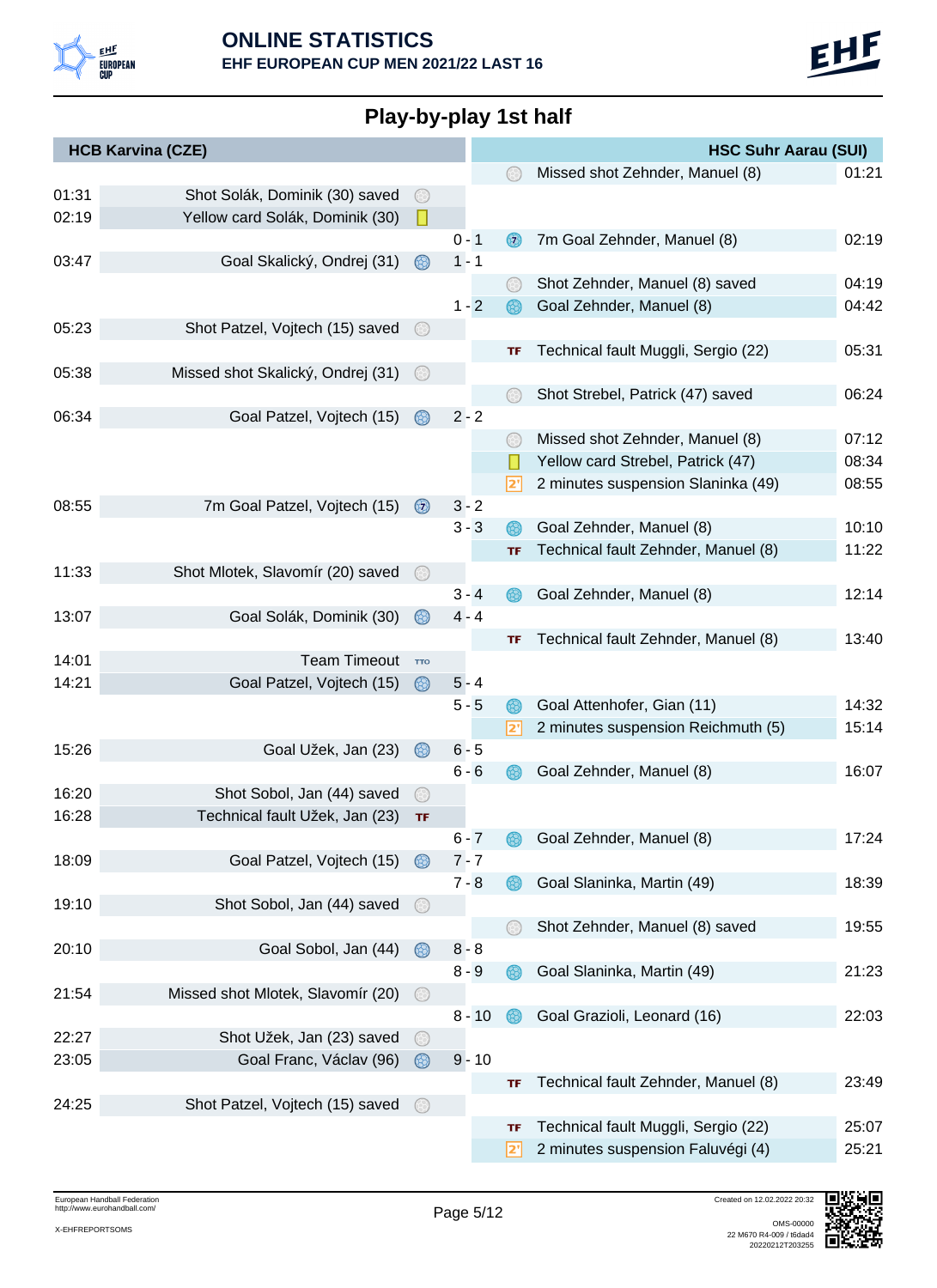# ONLINE STATISTICS

**EHF EUROPEAN CUP MEN 2021/22 LAST 16**

## Play-by-play 1st half

| Time | HCB Karvina (CZE) | Score | HSC Suhr Aarau (SUI) | Time |
|---|---|---|---|---|
| | | | Missed shot Zehnder, Manuel (8) | 01:21 |
| 01:31 | Shot Solák, Dominik (30) saved | | | |
| 02:19 | Yellow card Solák, Dominik (30) | | | |
| | | 0 - 1 | 7m Goal Zehnder, Manuel (8) | 02:19 |
| 03:47 | Goal Skalický, Ondrej (31) | 1 - 1 | | |
| | | | Shot Zehnder, Manuel (8) saved | 04:19 |
| | | 1 - 2 | Goal Zehnder, Manuel (8) | 04:42 |
| 05:23 | Shot Patzel, Vojtech (15) saved | | | |
| | | | Technical fault Muggli, Sergio (22) | 05:31 |
| 05:38 | Missed shot Skalický, Ondrej (31) | | | |
| | | | Shot Strebel, Patrick (47) saved | 06:24 |
| 06:34 | Goal Patzel, Vojtech (15) | 2 - 2 | | |
| | | | Missed shot Zehnder, Manuel (8) | 07:12 |
| | | | Yellow card Strebel, Patrick (47) | 08:34 |
| | | | 2 minutes suspension Slaninka (49) | 08:55 |
| 08:55 | 7m Goal Patzel, Vojtech (15) | 3 - 2 | | |
| | | 3 - 3 | Goal Zehnder, Manuel (8) | 10:10 |
| | | | Technical fault Zehnder, Manuel (8) | 11:22 |
| 11:33 | Shot Mlotek, Slavomír (20) saved | | | |
| | | 3 - 4 | Goal Zehnder, Manuel (8) | 12:14 |
| 13:07 | Goal Solák, Dominik (30) | 4 - 4 | | |
| | | | Technical fault Zehnder, Manuel (8) | 13:40 |
| 14:01 | Team Timeout | | | |
| 14:21 | Goal Patzel, Vojtech (15) | 5 - 4 | | |
| | | 5 - 5 | Goal Attenhofer, Gian (11) | 14:32 |
| | | | 2 minutes suspension Reichmuth (5) | 15:14 |
| 15:26 | Goal Užek, Jan (23) | 6 - 5 | | |
| | | 6 - 6 | Goal Zehnder, Manuel (8) | 16:07 |
| 16:20 | Shot Sobol, Jan (44) saved | | | |
| 16:28 | Technical fault Užek, Jan (23) | | | |
| | | 6 - 7 | Goal Zehnder, Manuel (8) | 17:24 |
| 18:09 | Goal Patzel, Vojtech (15) | 7 - 7 | | |
| | | 7 - 8 | Goal Slaninka, Martin (49) | 18:39 |
| 19:10 | Shot Sobol, Jan (44) saved | | | |
| | | | Shot Zehnder, Manuel (8) saved | 19:55 |
| 20:10 | Goal Sobol, Jan (44) | 8 - 8 | | |
| | | 8 - 9 | Goal Slaninka, Martin (49) | 21:23 |
| 21:54 | Missed shot Mlotek, Slavomír (20) | | | |
| | | 8 - 10 | Goal Grazioli, Leonard (16) | 22:03 |
| 22:27 | Shot Užek, Jan (23) saved | | | |
| 23:05 | Goal Franc, Václav (96) | 9 - 10 | | |
| | | | Technical fault Zehnder, Manuel (8) | 23:49 |
| 24:25 | Shot Patzel, Vojtech (15) saved | | | |
| | | | Technical fault Muggli, Sergio (22) | 25:07 |
| | | | 2 minutes suspension Faluvégi (4) | 25:21 |

European Handball Federation
http://www.eurohandball.com/

X-EHFREPORTSOMS

Created on 12.02.2022 20:32

OMS-00000
22 M670 R4-009 / t6dad4
20220212T203255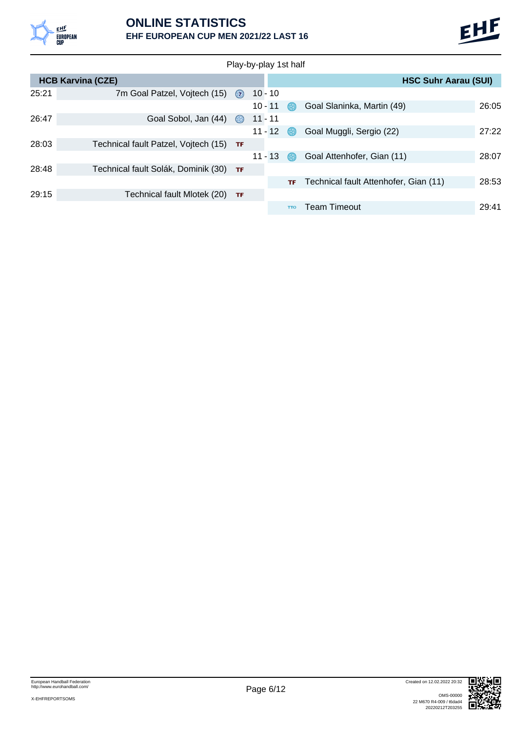# ONLINE STATISTICS

## EHF EUROPEAN CUP MEN 2021/22 LAST 16

Play-by-play 1st half

| Time | HCB Karvina (CZE) | | Score | | HSC Suhr Aarau (SUI) | Time |
|---|---|---|---|---|---|---|
| 25:21 | 7m Goal Patzel, Vojtech (15) | 7 | 10 - 10 | | | |
| | | | 10 - 11 | Goal | Goal Slaninka, Martin (49) | 26:05 |
| 26:47 | Goal Sobol, Jan (44) | Goal | 11 - 11 | | | |
| | | | 11 - 12 | Goal | Goal Muggli, Sergio (22) | 27:22 |
| 28:03 | Technical fault Patzel, Vojtech (15) | TF | | | | |
| | | | 11 - 13 | Goal | Goal Attenhofer, Gian (11) | 28:07 |
| 28:48 | Technical fault Solák, Dominik (30) | TF | | | | |
| | | | | TF | Technical fault Attenhofer, Gian (11) | 28:53 |
| 29:15 | Technical fault Mlotek (20) | TF | | | | |
| | | | | TTO | Team Timeout | 29:41 |

European Handball Federation
http://www.eurohandball.com/

X-EHFREPORTSOMS

Created on 12.02.2022 20:32

OMS-00000
22 M670 R4-009 / t6dad4
20220212T203255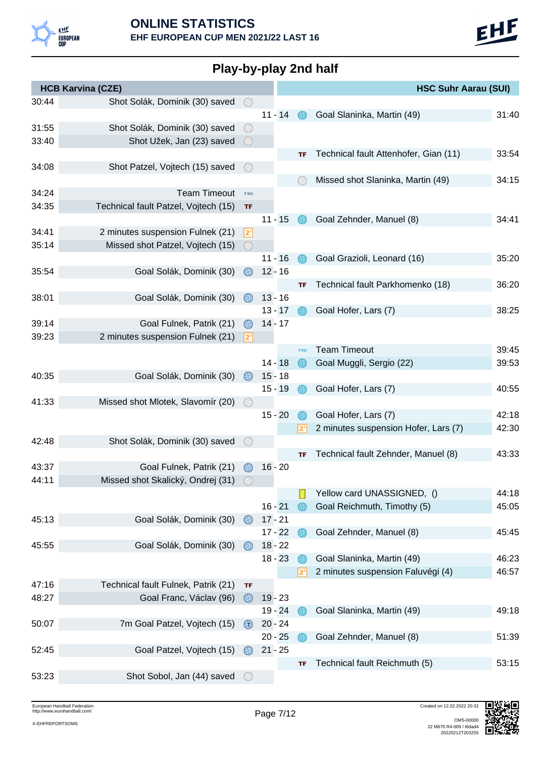## ONLINE STATISTICS

**EHF EUROPEAN CUP MEN 2021/22 LAST 16**

## Play-by-play 2nd half

| HCB Karvina (CZE) | | | HSC Suhr Aarau (SUI) | |
|---|---|---|---|---|
| 30:44 | Shot Solák, Dominik (30) saved | | | |
| | | 11 - 14 | Goal Slaninka, Martin (49) | 31:40 |
| 31:55 | Shot Solák, Dominik (30) saved | | | |
| 33:40 | Shot Užek, Jan (23) saved | | | |
| | | | Technical fault Attenhofer, Gian (11) | 33:54 |
| 34:08 | Shot Patzel, Vojtech (15) saved | | | |
| | | | Missed shot Slaninka, Martin (49) | 34:15 |
| 34:24 | Team Timeout | | | |
| 34:35 | Technical fault Patzel, Vojtech (15) | | | |
| | | 11 - 15 | Goal Zehnder, Manuel (8) | 34:41 |
| 34:41 | 2 minutes suspension Fulnek (21) | | | |
| 35:14 | Missed shot Patzel, Vojtech (15) | | | |
| | | 11 - 16 | Goal Grazioli, Leonard (16) | 35:20 |
| 35:54 | Goal Solák, Dominik (30) | 12 - 16 | | |
| | | | Technical fault Parkhomenko (18) | 36:20 |
| 38:01 | Goal Solák, Dominik (30) | 13 - 16 | | |
| | | 13 - 17 | Goal Hofer, Lars (7) | 38:25 |
| 39:14 | Goal Fulnek, Patrik (21) | 14 - 17 | | |
| 39:23 | 2 minutes suspension Fulnek (21) | | | |
| | | | Team Timeout | 39:45 |
| | | 14 - 18 | Goal Muggli, Sergio (22) | 39:53 |
| 40:35 | Goal Solák, Dominik (30) | 15 - 18 | | |
| | | 15 - 19 | Goal Hofer, Lars (7) | 40:55 |
| 41:33 | Missed shot Mlotek, Slavomír (20) | | | |
| | | 15 - 20 | Goal Hofer, Lars (7) | 42:18 |
| | | | 2 minutes suspension Hofer, Lars (7) | 42:30 |
| 42:48 | Shot Solák, Dominik (30) saved | | | |
| | | | Technical fault Zehnder, Manuel (8) | 43:33 |
| 43:37 | Goal Fulnek, Patrik (21) | 16 - 20 | | |
| 44:11 | Missed shot Skalický, Ondrej (31) | | | |
| | | | Yellow card UNASSIGNED, () | 44:18 |
| | | 16 - 21 | Goal Reichmuth, Timothy (5) | 45:05 |
| 45:13 | Goal Solák, Dominik (30) | 17 - 21 | | |
| | | 17 - 22 | Goal Zehnder, Manuel (8) | 45:45 |
| 45:55 | Goal Solák, Dominik (30) | 18 - 22 | | |
| | | 18 - 23 | Goal Slaninka, Martin (49) | 46:23 |
| | | | 2 minutes suspension Faluvégi (4) | 46:57 |
| 47:16 | Technical fault Fulnek, Patrik (21) | | | |
| 48:27 | Goal Franc, Václav (96) | 19 - 23 | | |
| | | 19 - 24 | Goal Slaninka, Martin (49) | 49:18 |
| 50:07 | 7m Goal Patzel, Vojtech (15) | 20 - 24 | | |
| | | 20 - 25 | Goal Zehnder, Manuel (8) | 51:39 |
| 52:45 | Goal Patzel, Vojtech (15) | 21 - 25 | | |
| | | | Technical fault Reichmuth (5) | 53:15 |
| 53:23 | Shot Sobol, Jan (44) saved | | | |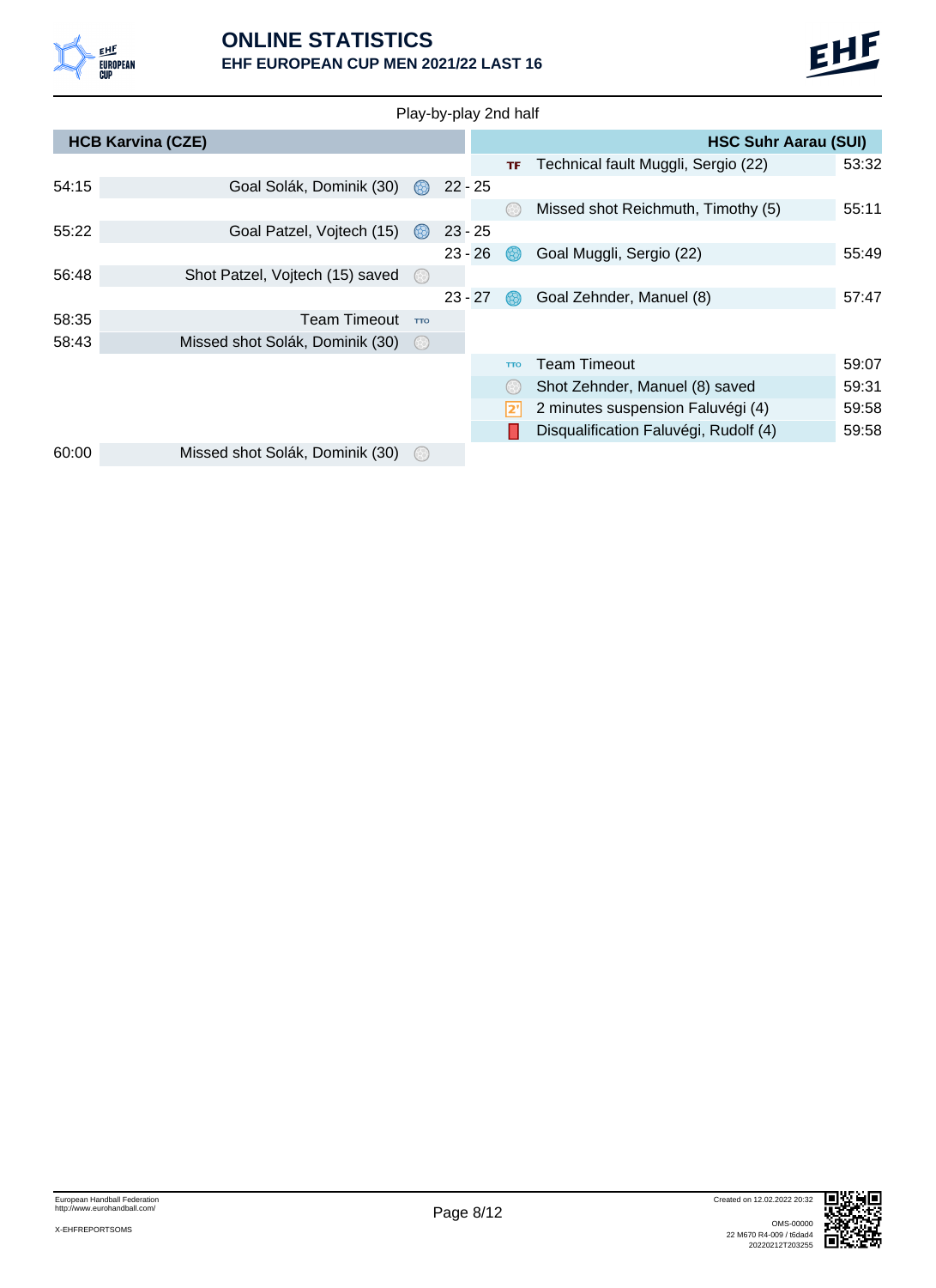# ONLINE STATISTICS

## EHF EUROPEAN CUP MEN 2021/22 LAST 16

Play-by-play 2nd half

| Time | HCB Karvina (CZE) | Score | HSC Suhr Aarau (SUI) | Time |
|---|---|---|---|---|
| | | | Technical fault Muggli, Sergio (22) | 53:32 |
| 54:15 | Goal Solák, Dominik (30) | 22 - 25 | | |
| | | | Missed shot Reichmuth, Timothy (5) | 55:11 |
| 55:22 | Goal Patzel, Vojtech (15) | 23 - 25 | | |
| | | 23 - 26 | Goal Muggli, Sergio (22) | 55:49 |
| 56:48 | Shot Patzel, Vojtech (15) saved | | | |
| | | 23 - 27 | Goal Zehnder, Manuel (8) | 57:47 |
| 58:35 | Team Timeout | | | |
| 58:43 | Missed shot Solák, Dominik (30) | | | |
| | | | Team Timeout | 59:07 |
| | | | Shot Zehnder, Manuel (8) saved | 59:31 |
| | | | 2 minutes suspension Faluvégi (4) | 59:58 |
| | | | Disqualification Faluvégi, Rudolf (4) | 59:58 |
| 60:00 | Missed shot Solák, Dominik (30) | | | |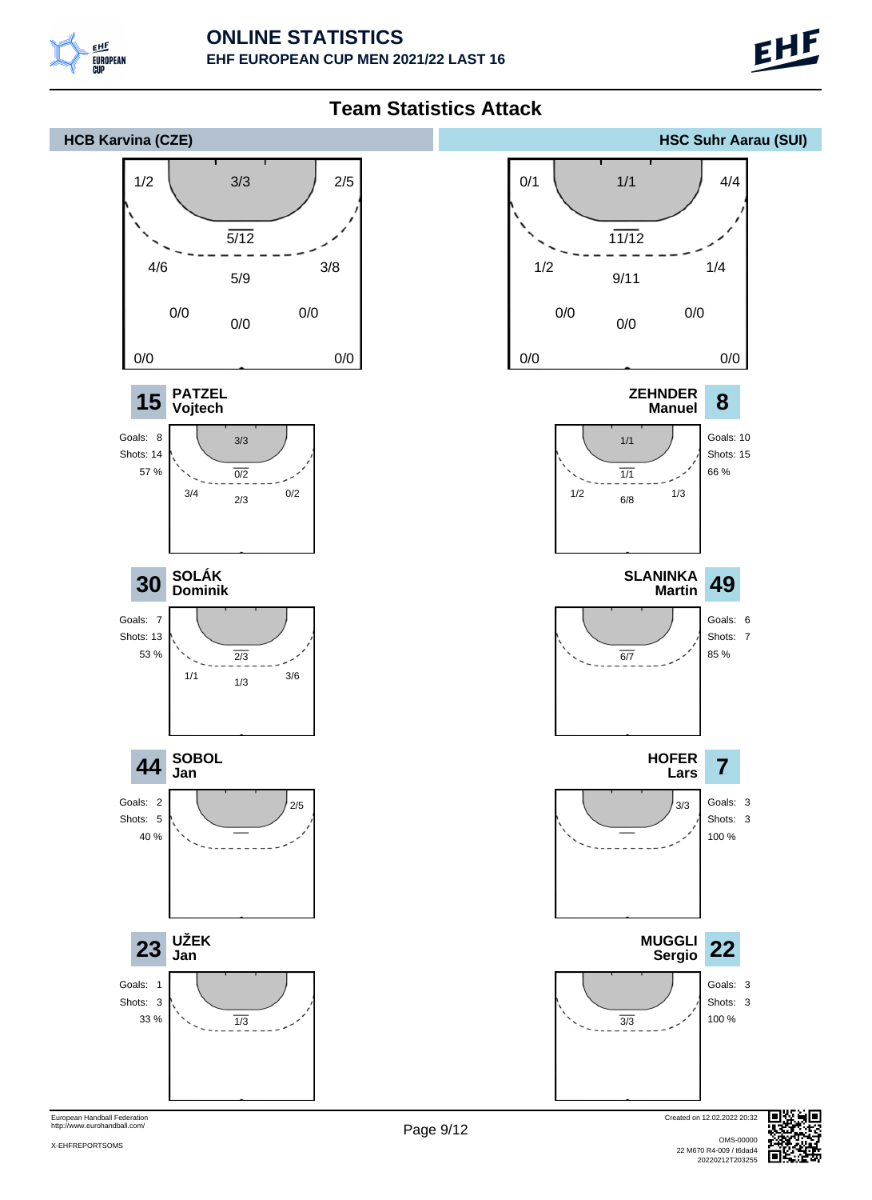# ONLINE STATISTICS

## EHF EUROPEAN CUP MEN 2021/22 LAST 16

## Team Statistics Attack

### HCB Karvina (CZE)

| Zone | Left | Centre | Right |
|---|---|---|---|
| Wing (top corners) | 1/2 | | 2/5 |
| 6m | | 3/3 | |
| 7m | | 5/12 | |
| 9m | 4/6 | 5/9 | 3/8 |
| Breakthrough | 0/0 | 0/0 | 0/0 |
| Fast break / Empty goal | 0/0 | | 0/0 |

**15 PATZEL Vojtech**

Goals: 8
Shots: 14
57 %

| Zone | Left | Centre | Right |
|---|---|---|---|
| 6m | | 3/3 | |
| 7m | | 0/2 | |
| 9m | 3/4 | 2/3 | 0/2 |

**30 SOLÁK Dominik**

Goals: 7
Shots: 13
53 %

| Zone | Left | Centre | Right |
|---|---|---|---|
| 7m | | 2/3 | |
| 9m | 1/1 | 1/3 | 3/6 |

**44 SOBOL Jan**

Goals: 2
Shots: 5
40 %

| Zone | Left | Centre | Right |
|---|---|---|---|
| Wing | | | 2/5 |

**23 UŽEK Jan**

Goals: 1
Shots: 3
33 %

| Zone | Left | Centre | Right |
|---|---|---|---|
| 7m | | 1/3 | |

### HSC Suhr Aarau (SUI)

| Zone | Left | Centre | Right |
|---|---|---|---|
| Wing (top corners) | 0/1 | | 4/4 |
| 6m | | 1/1 | |
| 7m | | 11/12 | |
| 9m | 1/2 | 9/11 | 1/4 |
| Breakthrough | 0/0 | 0/0 | 0/0 |
| Fast break / Empty goal | 0/0 | | 0/0 |

**8 ZEHNDER Manuel**

Goals: 10
Shots: 15
66 %

| Zone | Left | Centre | Right |
|---|---|---|---|
| 6m | | 1/1 | |
| 7m | | 1/1 | |
| 9m | 1/2 | 6/8 | 1/3 |

**49 SLANINKA Martin**

Goals: 6
Shots: 7
85 %

| Zone | Left | Centre | Right |
|---|---|---|---|
| 7m | | 6/7 | |

**7 HOFER Lars**

Goals: 3
Shots: 3
100 %

| Zone | Left | Centre | Right |
|---|---|---|---|
| Wing | | | 3/3 |

**22 MUGGLI Sergio**

Goals: 3
Shots: 3
100 %

| Zone | Left | Centre | Right |
|---|---|---|---|
| 7m | | 3/3 | |

European Handball Federation
http://www.eurohandball.com/

X-EHFREPORTSOMS

Created on 12.02.2022 20:32

OMS-00000
22 M670 R4-009 / t6dad4
20220212T203255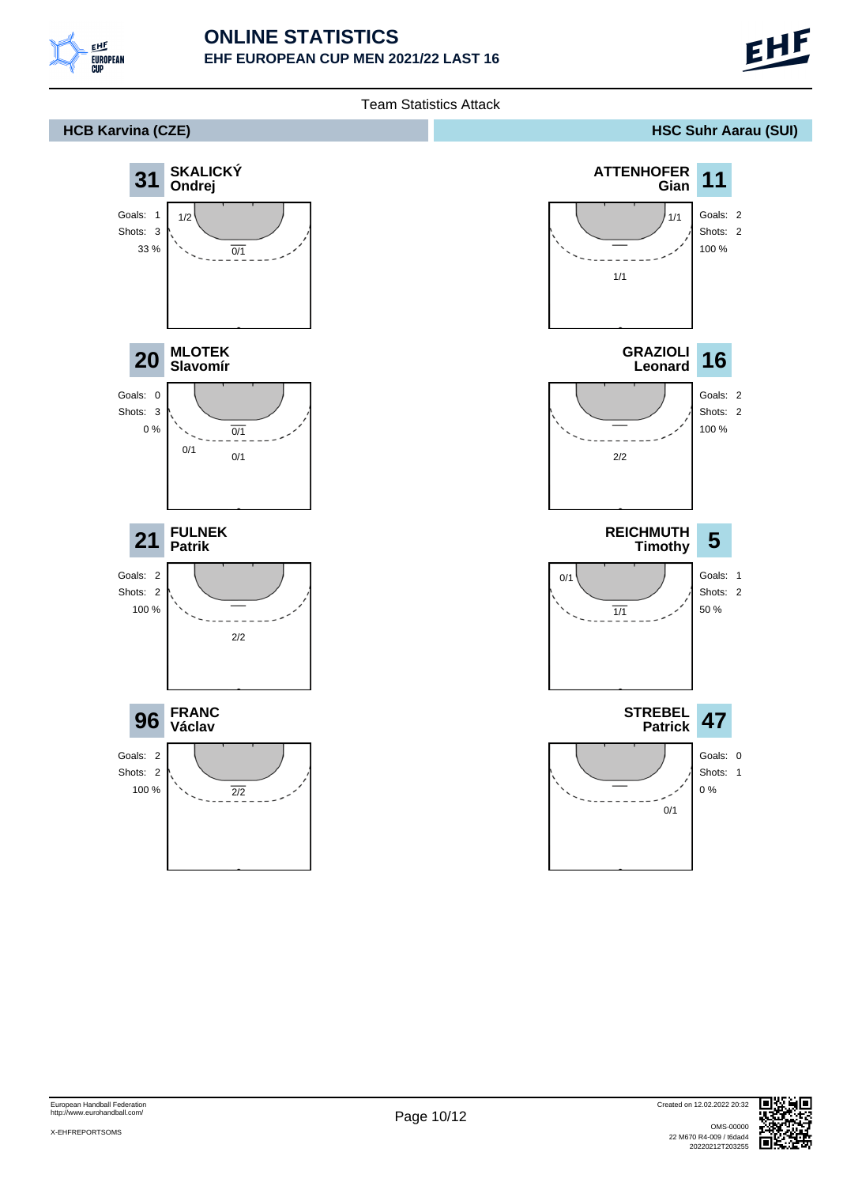# ONLINE STATISTICS

## EHF EUROPEAN CUP MEN 2021/22 LAST 16

### Team Statistics Attack

## HCB Karvina (CZE)

**31 SKALICKÝ Ondrej**

Goals: 1
Shots: 3
33 %

1/2
0/1

**20 MLOTEK Slavomír**

Goals: 0
Shots: 3
0 %

0/1
0/1
0/1

**21 FULNEK Patrik**

Goals: 2
Shots: 2
100 %

2/2

**96 FRANC Václav**

Goals: 2
Shots: 2
100 %

2/2

## HSC Suhr Aarau (SUI)

**11 ATTENHOFER Gian**

Goals: 2
Shots: 2
100 %

1/1
1/1

**16 GRAZIOLI Leonard**

Goals: 2
Shots: 2
100 %

2/2

**5 REICHMUTH Timothy**

Goals: 1
Shots: 2
50 %

0/1
1/1

**47 STREBEL Patrick**

Goals: 0
Shots: 1
0 %

0/1

European Handball Federation
http://www.eurohandball.com/

X-EHFREPORTSOMS

Created on 12.02.2022 20:32

OMS-00000
22 M670 R4-009 / t6dad4
20220212T203255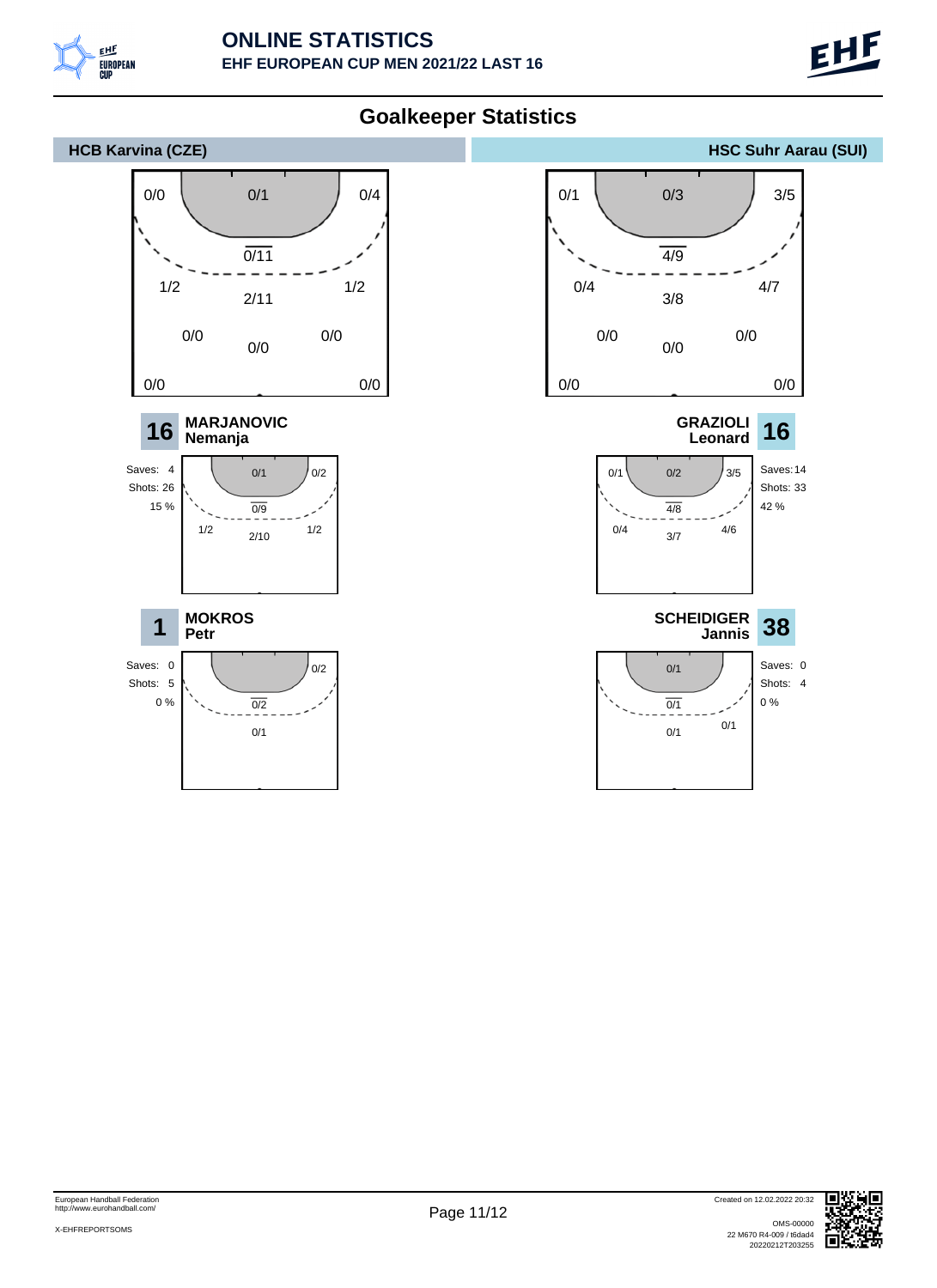# ONLINE STATISTICS

## EHF EUROPEAN CUP MEN 2021/22 LAST 16

## Goalkeeper Statistics

### HCB Karvina (CZE)

**Team goal areas:**

| 0/0 | 0/1 | 0/4 |
|---|---|---|
| 1/2 | 0/11 / 2/11 | 1/2 |
| 0/0 | 0/0 | 0/0 |
| 0/0 | | 0/0 |

**16 MARJANOVIC Nemanja**

Saves: 4
Shots: 26
15 %

| | 0/1 | 0/2 |
|---|---|---|
| 1/2 | 0/9 / 2/10 | 1/2 |

**1 MOKROS Petr**

Saves: 0
Shots: 5
0 %

| | | 0/2 |
|---|---|---|
| | 0/2 / 0/1 | |

### HSC Suhr Aarau (SUI)

**Team goal areas:**

| 0/1 | 0/3 | 3/5 |
|---|---|---|
| 0/4 | 4/9 / 3/8 | 4/7 |
| 0/0 | 0/0 | 0/0 |
| 0/0 | | 0/0 |

**16 GRAZIOLI Leonard**

Saves: 14
Shots: 33
42 %

| 0/1 | 0/2 | 3/5 |
|---|---|---|
| 0/4 | 4/8 / 3/7 | 4/6 |

**38 SCHEIDIGER Jannis**

Saves: 0
Shots: 4
0 %

| | 0/1 | |
|---|---|---|
| | 0/1 / 0/1 | 0/1 |

European Handball Federation
http://www.eurohandball.com/

X-EHFREPORTSOMS

Created on 12.02.2022 20:32

OMS-00000
22 M670 R4-009 / t6dad4
20220212T203255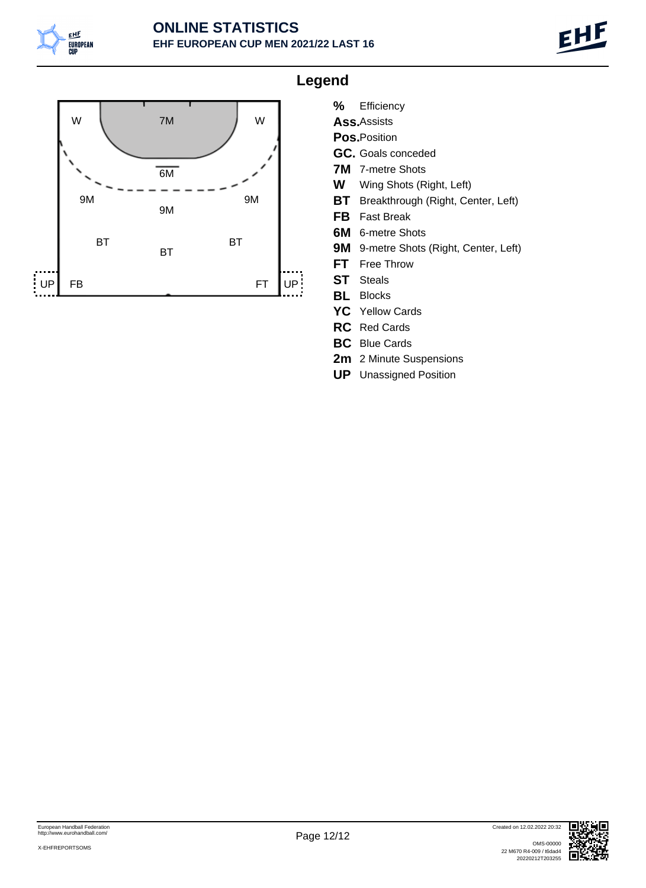## Legend

W
7M
W
6M
9M
9M
9M
BT
BT
BT
UP
FB
FT
UP

**%** Efficiency
**Ass.** Assists
**Pos.** Position
**GC.** Goals conceded
**7M** 7-metre Shots
**W** Wing Shots (Right, Left)
**BT** Breakthrough (Right, Center, Left)
**FB** Fast Break
**6M** 6-metre Shots
**9M** 9-metre Shots (Right, Center, Left)
**FT** Free Throw
**ST** Steals
**BL** Blocks
**YC** Yellow Cards
**RC** Red Cards
**BC** Blue Cards
**2m** 2 Minute Suspensions
**UP** Unassigned Position